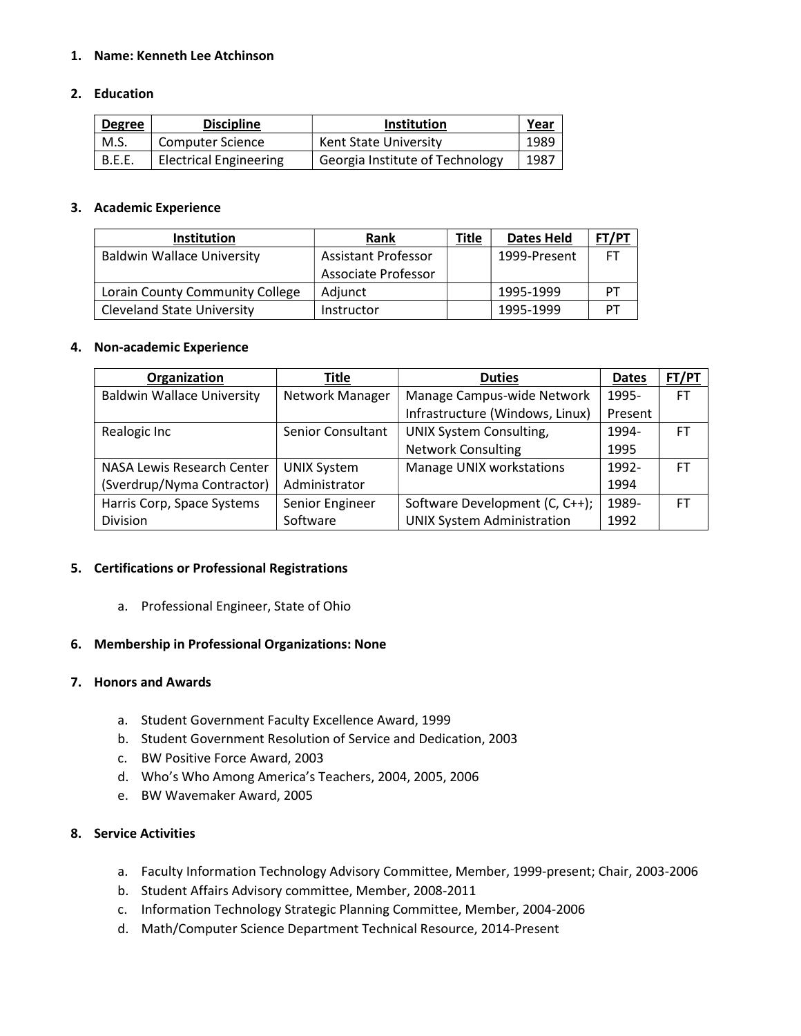1. **Name: Kenneth Lee Atchinson**

2. **Education**

| Degree | Discipline | Institution | Year |
|---|---|---|---|
| M.S. | Computer Science | Kent State University | 1989 |
| B.E.E. | Electrical Engineering | Georgia Institute of Technology | 1987 |

3. **Academic Experience**

| Institution | Rank | Title | Dates Held | FT/PT |
|---|---|---|---|---|
| Baldwin Wallace University | Assistant Professor<br>Associate Professor | | 1999-Present | FT |
| Lorain County Community College | Adjunct | | 1995-1999 | PT |
| Cleveland State University | Instructor | | 1995-1999 | PT |

4. **Non-academic Experience**

| Organization | Title | Duties | Dates | FT/PT |
|---|---|---|---|---|
| Baldwin Wallace University | Network Manager | Manage Campus-wide Network Infrastructure (Windows, Linux) | 1995-Present | FT |
| Realogic Inc | Senior Consultant | UNIX System Consulting, Network Consulting | 1994-1995 | FT |
| NASA Lewis Research Center (Sverdrup/Nyma Contractor) | UNIX System Administrator | Manage UNIX workstations | 1992-1994 | FT |
| Harris Corp, Space Systems Division | Senior Engineer Software | Software Development (C, C++); UNIX System Administration | 1989-1992 | FT |

5. **Certifications or Professional Registrations**

    a. Professional Engineer, State of Ohio

6. **Membership in Professional Organizations: None**

7. **Honors and Awards**

    a. Student Government Faculty Excellence Award, 1999
    b. Student Government Resolution of Service and Dedication, 2003
    c. BW Positive Force Award, 2003
    d. Who's Who Among America's Teachers, 2004, 2005, 2006
    e. BW Wavemaker Award, 2005

8. **Service Activities**

    a. Faculty Information Technology Advisory Committee, Member, 1999-present; Chair, 2003-2006
    b. Student Affairs Advisory committee, Member, 2008-2011
    c. Information Technology Strategic Planning Committee, Member, 2004-2006
    d. Math/Computer Science Department Technical Resource, 2014-Present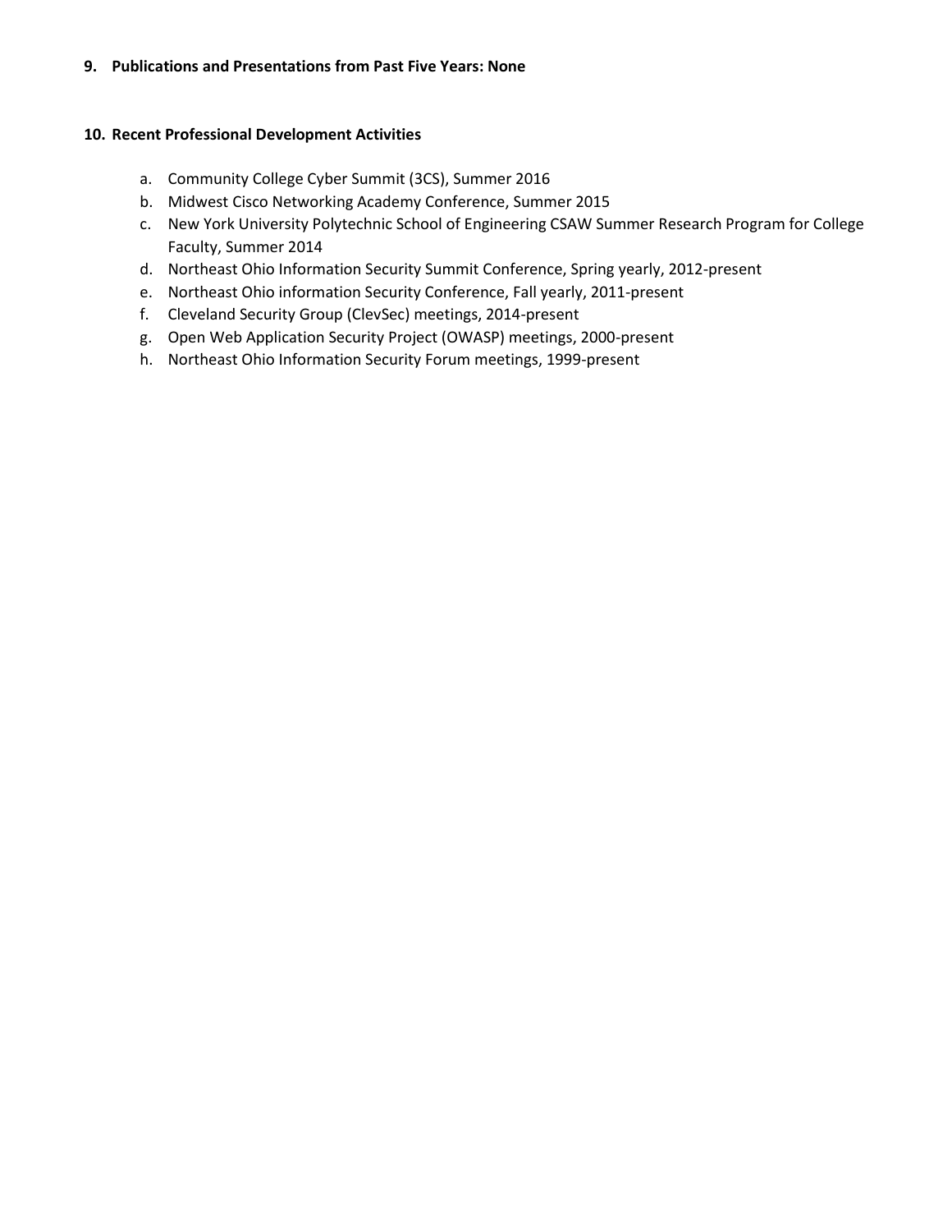**9. Publications and Presentations from Past Five Years: None**

**10. Recent Professional Development Activities**

a. Community College Cyber Summit (3CS), Summer 2016
b. Midwest Cisco Networking Academy Conference, Summer 2015
c. New York University Polytechnic School of Engineering CSAW Summer Research Program for College Faculty, Summer 2014
d. Northeast Ohio Information Security Summit Conference, Spring yearly, 2012-present
e. Northeast Ohio information Security Conference, Fall yearly, 2011-present
f. Cleveland Security Group (ClevSec) meetings, 2014-present
g. Open Web Application Security Project (OWASP) meetings, 2000-present
h. Northeast Ohio Information Security Forum meetings, 1999-present